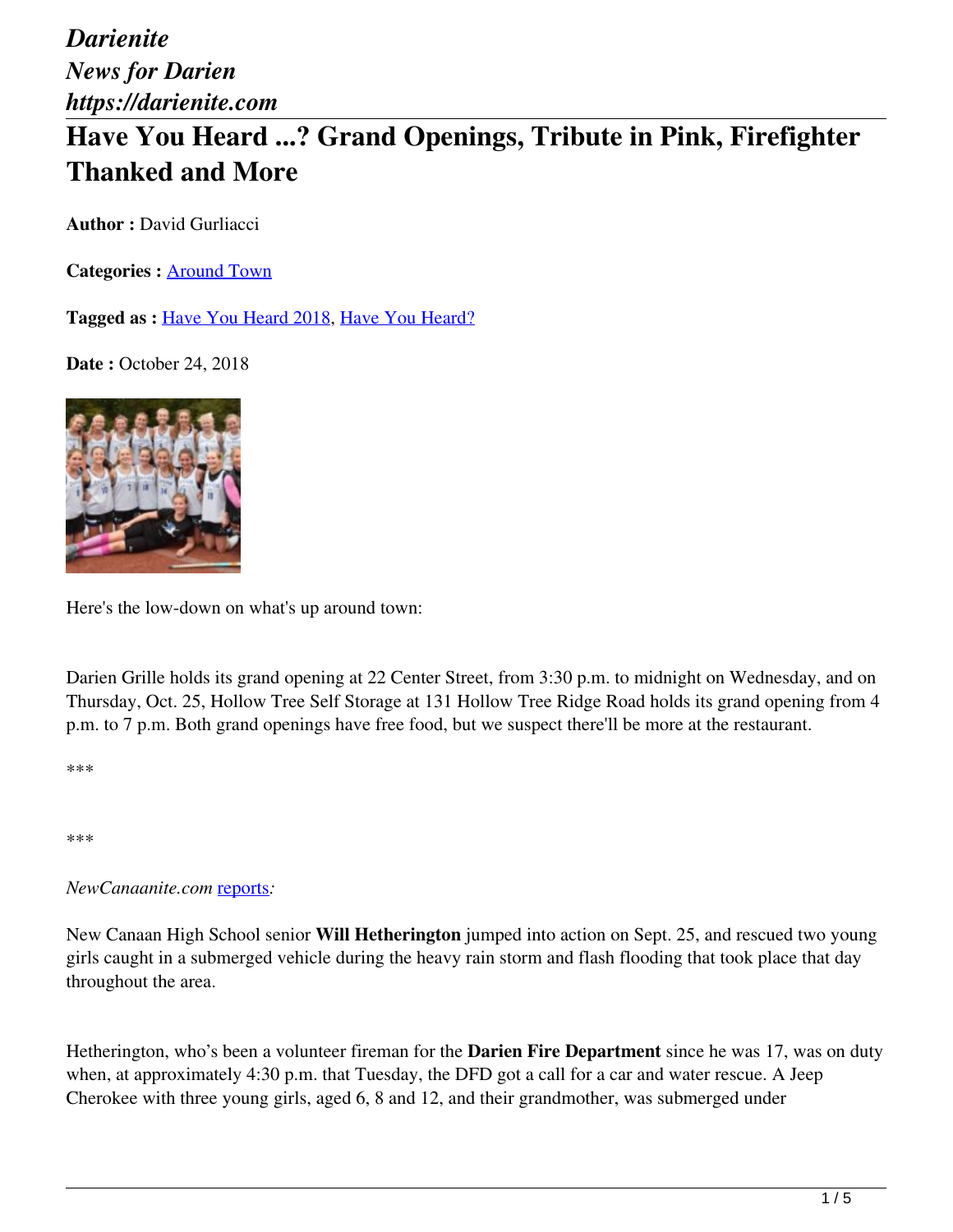*Darienite*
*News for Darien*
*https://darienite.com*

# Have You Heard ...? Grand Openings, Tribute in Pink, Firefighter Thanked and More

**Author :** David Gurliacci

**Categories :** Around Town

**Tagged as :** Have You Heard 2018, Have You Heard?

**Date :** October 24, 2018

Here's the low-down on what's up around town:

Darien Grille holds its grand opening at 22 Center Street, from 3:30 p.m. to midnight on Wednesday, and on Thursday, Oct. 25, Hollow Tree Self Storage at 131 Hollow Tree Ridge Road holds its grand opening from 4 p.m. to 7 p.m. Both grand openings have free food, but we suspect there'll be more at the restaurant.

\*\*\*

\*\*\*

*NewCanaanite.com* reports*:*

New Canaan High School senior **Will Hetherington** jumped into action on Sept. 25, and rescued two young girls caught in a submerged vehicle during the heavy rain storm and flash flooding that took place that day throughout the area.

Hetherington, who's been a volunteer fireman for the **Darien Fire Department** since he was 17, was on duty when, at approximately 4:30 p.m. that Tuesday, the DFD got a call for a car and water rescue. A Jeep Cherokee with three young girls, aged 6, 8 and 12, and their grandmother, was submerged under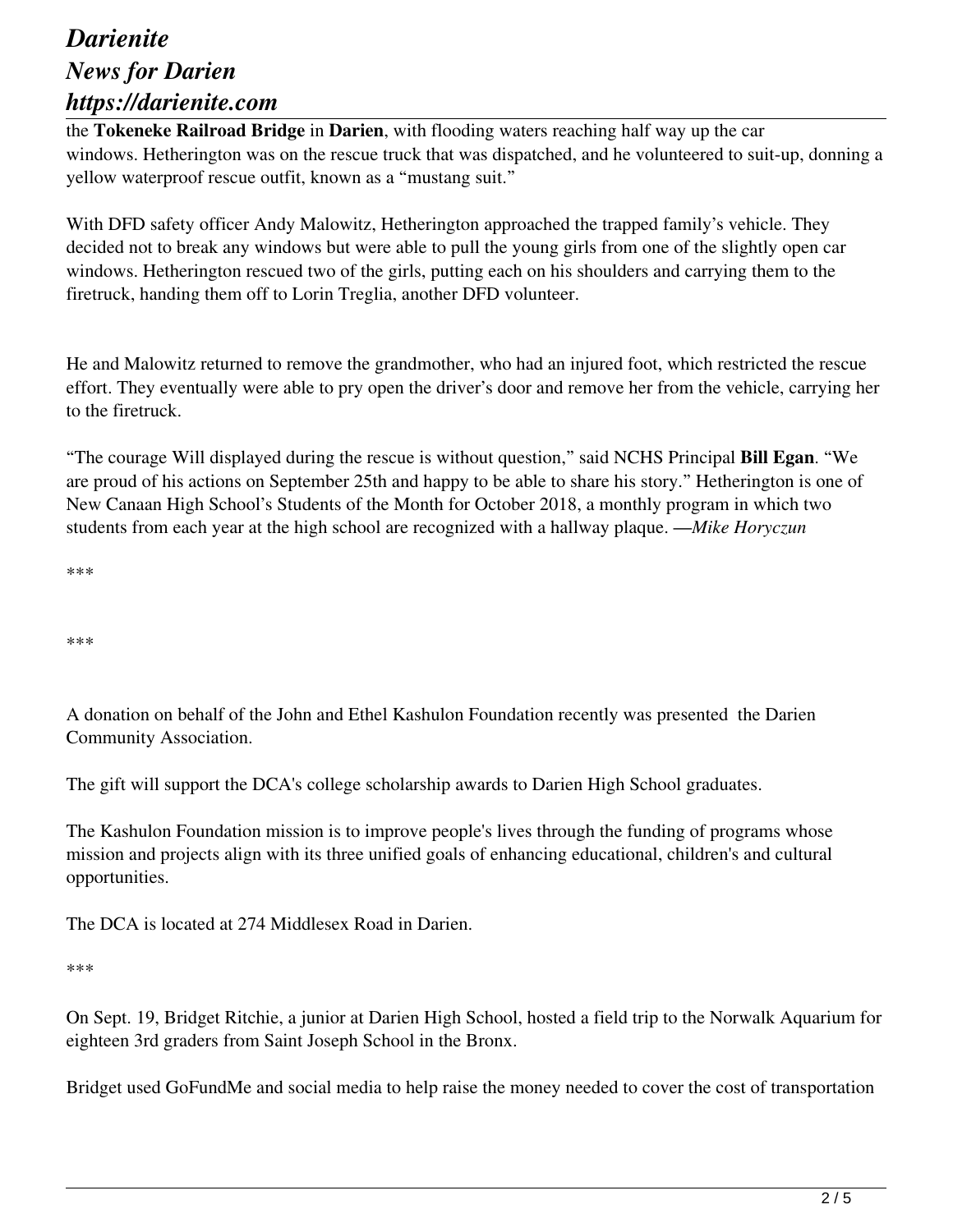the **Tokeneke Railroad Bridge** in **Darien**, with flooding waters reaching half way up the car windows. Hetherington was on the rescue truck that was dispatched, and he volunteered to suit-up, donning a yellow waterproof rescue outfit, known as a "mustang suit."

With DFD safety officer Andy Malowitz, Hetherington approached the trapped family's vehicle. They decided not to break any windows but were able to pull the young girls from one of the slightly open car windows. Hetherington rescued two of the girls, putting each on his shoulders and carrying them to the firetruck, handing them off to Lorin Treglia, another DFD volunteer.

He and Malowitz returned to remove the grandmother, who had an injured foot, which restricted the rescue effort. They eventually were able to pry open the driver's door and remove her from the vehicle, carrying her to the firetruck.

"The courage Will displayed during the rescue is without question," said NCHS Principal **Bill Egan**. "We are proud of his actions on September 25th and happy to be able to share his story." Hetherington is one of New Canaan High School's Students of the Month for October 2018, a monthly program in which two students from each year at the high school are recognized with a hallway plaque. —*Mike Horyczun*

***

***

A donation on behalf of the John and Ethel Kashulon Foundation recently was presented the Darien Community Association.

The gift will support the DCA's college scholarship awards to Darien High School graduates.

The Kashulon Foundation mission is to improve people's lives through the funding of programs whose mission and projects align with its three unified goals of enhancing educational, children's and cultural opportunities.

The DCA is located at 274 Middlesex Road in Darien.

***

On Sept. 19, Bridget Ritchie, a junior at Darien High School, hosted a field trip to the Norwalk Aquarium for eighteen 3rd graders from Saint Joseph School in the Bronx.

Bridget used GoFundMe and social media to help raise the money needed to cover the cost of transportation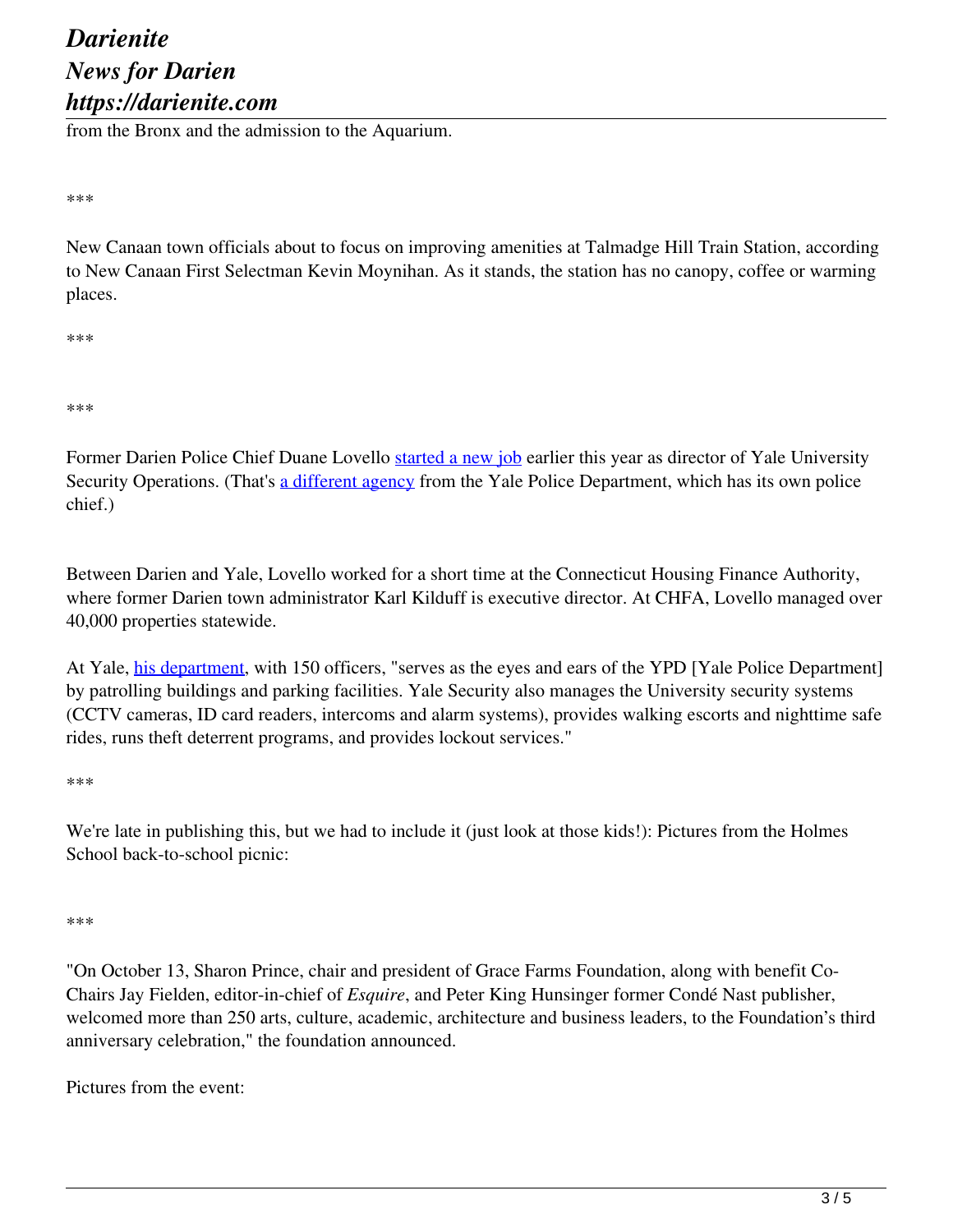from the Bronx and the admission to the Aquarium.

***

New Canaan town officials about to focus on improving amenities at Talmadge Hill Train Station, according to New Canaan First Selectman Kevin Moynihan. As it stands, the station has no canopy, coffee or warming places.

***

***

Former Darien Police Chief Duane Lovello [started a new job] earlier this year as director of Yale University Security Operations. (That's [a different agency] from the Yale Police Department, which has its own police chief.)

Between Darien and Yale, Lovello worked for a short time at the Connecticut Housing Finance Authority, where former Darien town administrator Karl Kilduff is executive director. At CHFA, Lovello managed over 40,000 properties statewide.

At Yale, [his department], with 150 officers, "serves as the eyes and ears of the YPD [Yale Police Department] by patrolling buildings and parking facilities. Yale Security also manages the University security systems (CCTV cameras, ID card readers, intercoms and alarm systems), provides walking escorts and nighttime safe rides, runs theft deterrent programs, and provides lockout services."

***

We're late in publishing this, but we had to include it (just look at those kids!): Pictures from the Holmes School back-to-school picnic:

***

"On October 13, Sharon Prince, chair and president of Grace Farms Foundation, along with benefit Co-Chairs Jay Fielden, editor-in-chief of *Esquire*, and Peter King Hunsinger former Condé Nast publisher, welcomed more than 250 arts, culture, academic, architecture and business leaders, to the Foundation's third anniversary celebration," the foundation announced.

Pictures from the event: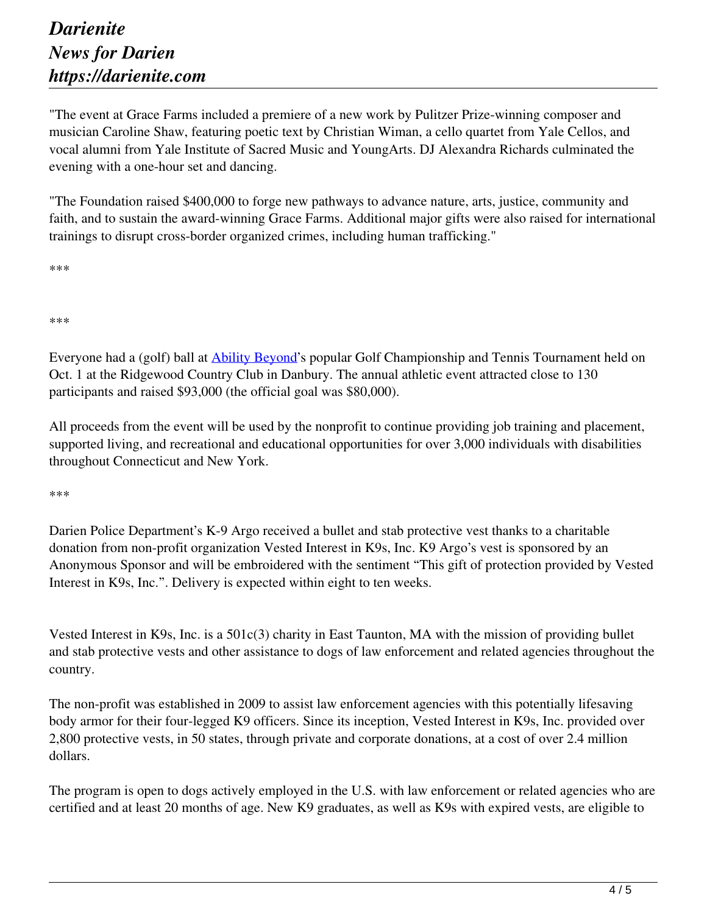"The event at Grace Farms included a premiere of a new work by Pulitzer Prize-winning composer and musician Caroline Shaw, featuring poetic text by Christian Wiman, a cello quartet from Yale Cellos, and vocal alumni from Yale Institute of Sacred Music and YoungArts. DJ Alexandra Richards culminated the evening with a one-hour set and dancing.

"The Foundation raised $400,000 to forge new pathways to advance nature, arts, justice, community and faith, and to sustain the award-winning Grace Farms. Additional major gifts were also raised for international trainings to disrupt cross-border organized crimes, including human trafficking."

***

***

Everyone had a (golf) ball at [Ability Beyond](Ability Beyond)'s popular Golf Championship and Tennis Tournament held on Oct. 1 at the Ridgewood Country Club in Danbury. The annual athletic event attracted close to 130 participants and raised $93,000 (the official goal was $80,000).

All proceeds from the event will be used by the nonprofit to continue providing job training and placement, supported living, and recreational and educational opportunities for over 3,000 individuals with disabilities throughout Connecticut and New York.

***

Darien Police Department's K-9 Argo received a bullet and stab protective vest thanks to a charitable donation from non-profit organization Vested Interest in K9s, Inc. K9 Argo's vest is sponsored by an Anonymous Sponsor and will be embroidered with the sentiment "This gift of protection provided by Vested Interest in K9s, Inc.". Delivery is expected within eight to ten weeks.

Vested Interest in K9s, Inc. is a 501c(3) charity in East Taunton, MA with the mission of providing bullet and stab protective vests and other assistance to dogs of law enforcement and related agencies throughout the country.

The non-profit was established in 2009 to assist law enforcement agencies with this potentially lifesaving body armor for their four-legged K9 officers. Since its inception, Vested Interest in K9s, Inc. provided over 2,800 protective vests, in 50 states, through private and corporate donations, at a cost of over 2.4 million dollars.

The program is open to dogs actively employed in the U.S. with law enforcement or related agencies who are certified and at least 20 months of age. New K9 graduates, as well as K9s with expired vests, are eligible to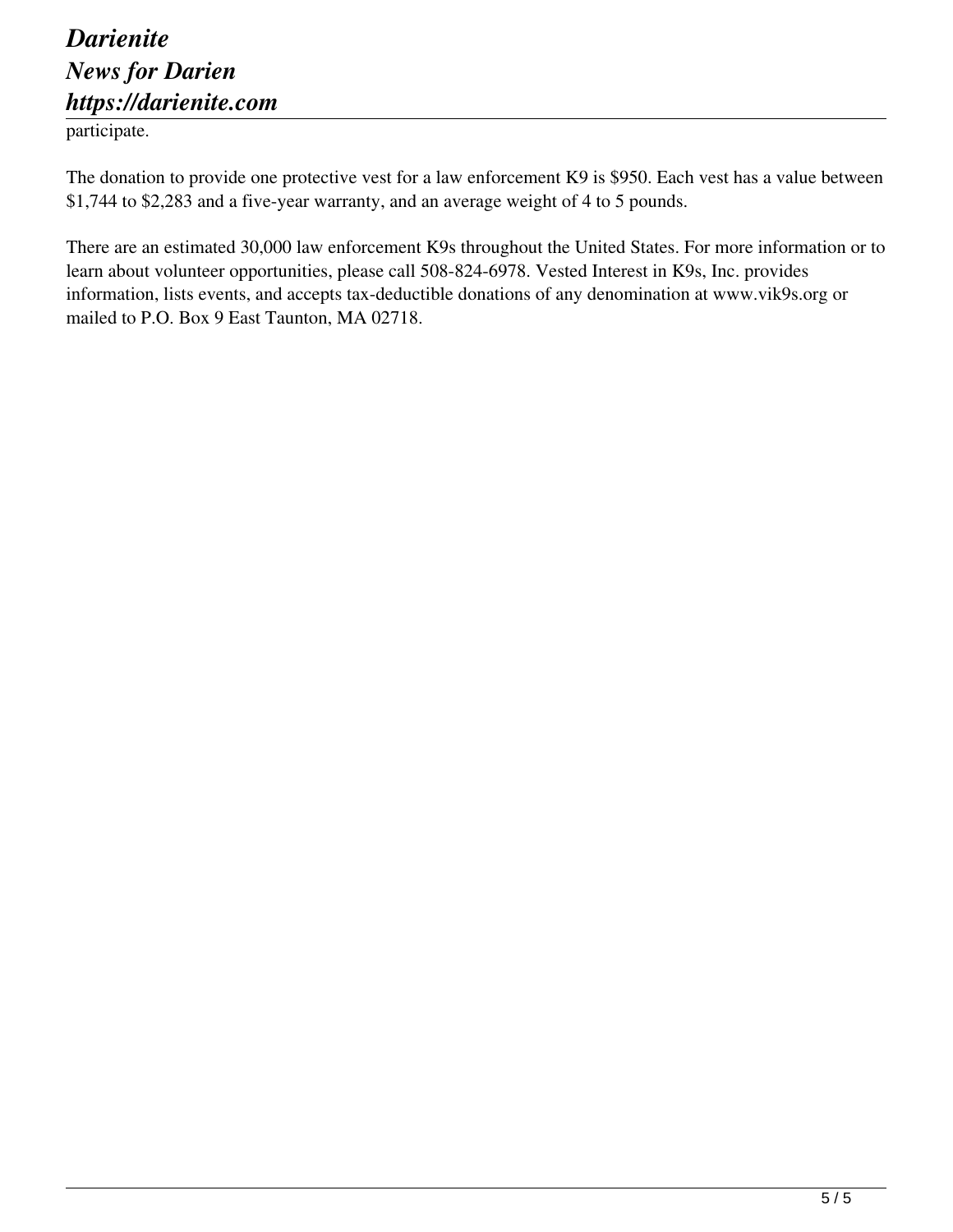participate.

The donation to provide one protective vest for a law enforcement K9 is $950. Each vest has a value between $1,744 to $2,283 and a five-year warranty, and an average weight of 4 to 5 pounds.

There are an estimated 30,000 law enforcement K9s throughout the United States. For more information or to learn about volunteer opportunities, please call 508-824-6978. Vested Interest in K9s, Inc. provides information, lists events, and accepts tax-deductible donations of any denomination at www.vik9s.org or mailed to P.O. Box 9 East Taunton, MA 02718.